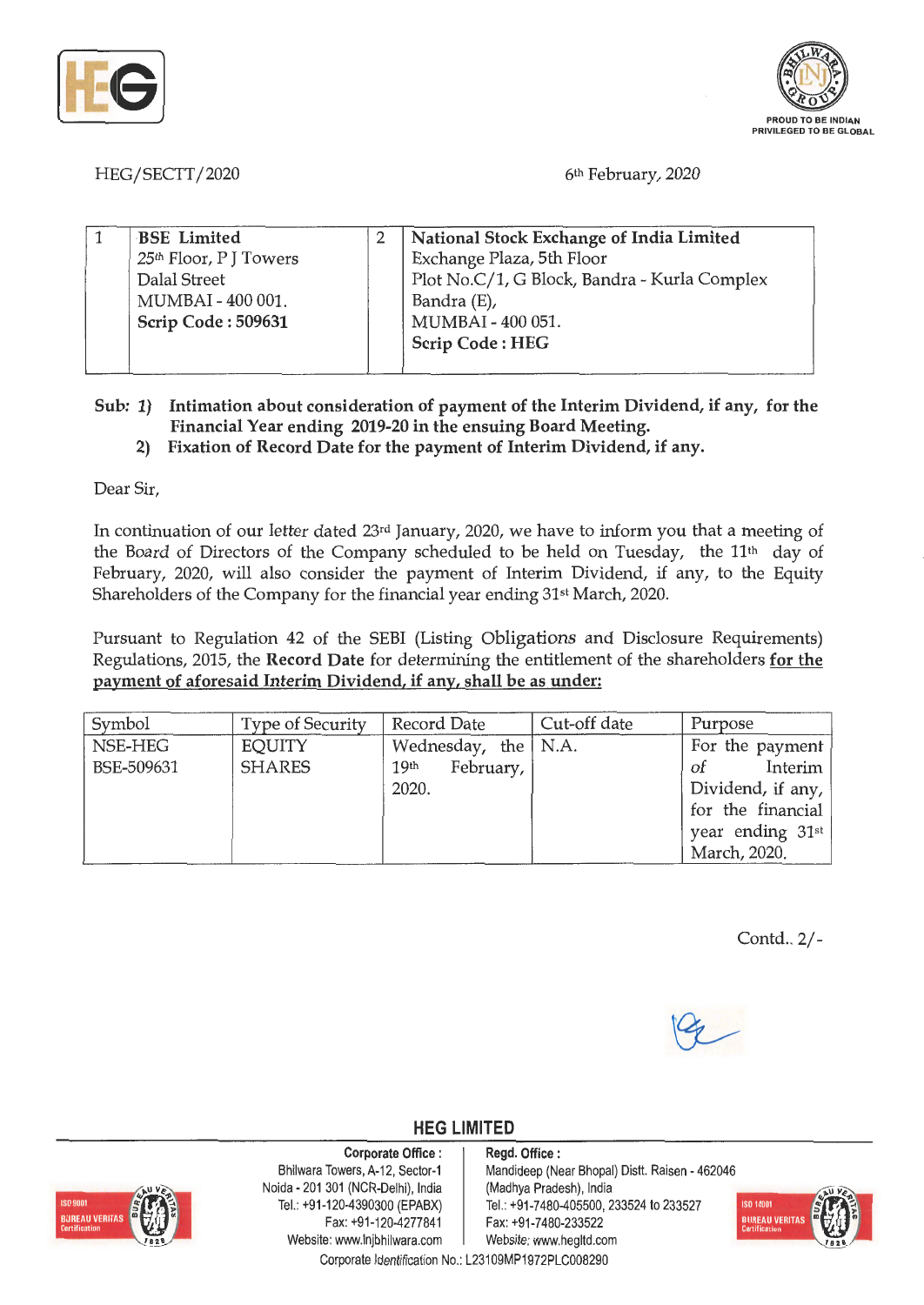HEG/SECTT/2020

6th February, 2020

| 1 | **BSE Limited**<br>25th Floor, P J Towers<br>Dalal Street<br>MUMBAI - 400 001.<br>**Scrip Code : 509631** | 2 | **National Stock Exchange of India Limited**<br>Exchange Plaza, 5th Floor<br>Plot No.C/1, G Block, Bandra - Kurla Complex<br>Bandra (E),<br>MUMBAI - 400 051.<br>**Scrip Code : HEG** |
|---|---|---|---|

**Sub: 1) Intimation about consideration of payment of the Interim Dividend, if any, for the Financial Year ending 2019-20 in the ensuing Board Meeting.**

**2) Fixation of Record Date for the payment of Interim Dividend, if any.**

Dear Sir,

In continuation of our letter dated 23rd January, 2020, we have to inform you that a meeting of the Board of Directors of the Company scheduled to be held on Tuesday, the 11th day of February, 2020, will also consider the payment of Interim Dividend, if any, to the Equity Shareholders of the Company for the financial year ending 31st March, 2020.

Pursuant to Regulation 42 of the SEBI (Listing Obligations and Disclosure Requirements) Regulations, 2015, the **Record Date** for determining the entitlement of the shareholders **for the payment of aforesaid Interim Dividend, if any, shall be as under:**

| Symbol | Type of Security | Record Date | Cut-off date | Purpose |
|---|---|---|---|---|
| NSE-HEG<br>BSE-509631 | EQUITY SHARES | Wednesday, the 19th February, 2020. | N.A. | For the payment of Interim Dividend, if any, for the financial year ending 31st March, 2020. |

Contd.. 2/-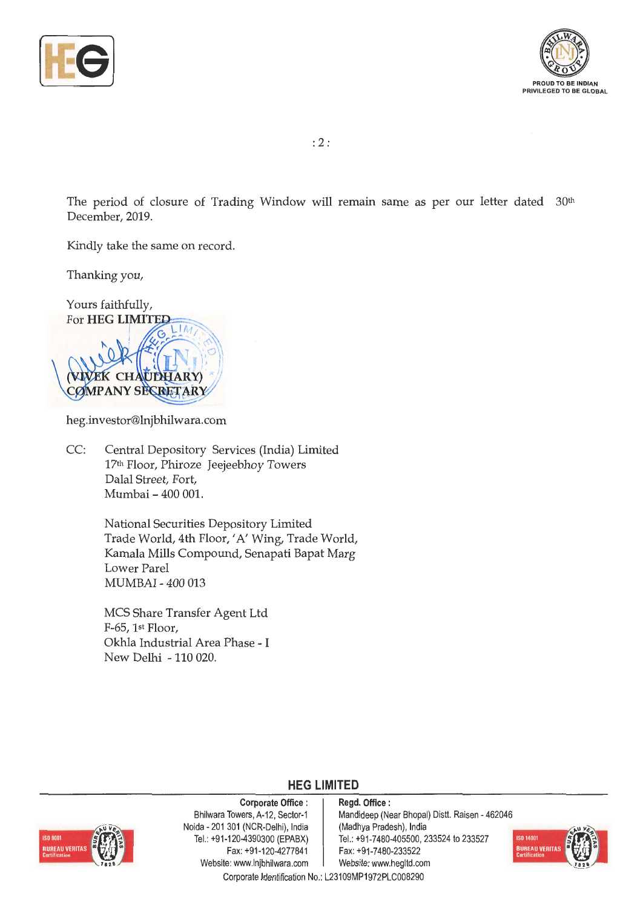The period of closure of Trading Window will remain same as per our letter dated 30th December, 2019.

Kindly take the same on record.

Thanking you,

Yours faithfully,
For **HEG LIMITED**

(VIVEK CHAUDHARY)
COMPANY SECRETARY

heg.investor@lnjbhilwara.com

CC: Central Depository Services (India) Limited
17th Floor, Phiroze Jeejeebhoy Towers
Dalal Street, Fort,
Mumbai – 400 001.

National Securities Depository Limited
Trade World, 4th Floor, 'A' Wing, Trade World,
Kamala Mills Compound, Senapati Bapat Marg
Lower Parel
MUMBAI - 400 013

MCS Share Transfer Agent Ltd
F-65, 1st Floor,
Okhla Industrial Area Phase - I
New Delhi - 110 020.

**HEG LIMITED**

**Corporate Office :**
Bhilwara Towers, A-12, Sector-1
Noida - 201 301 (NCR-Delhi), India
Tel.: +91-120-4390300 (EPABX)
Fax: +91-120-4277841
Website: www.lnjbhilwara.com

**Regd. Office :**
Mandideep (Near Bhopal) Distt. Raisen - 462046
(Madhya Pradesh), India
Tel.: +91-7480-405500, 233524 to 233527
Fax: +91-7480-233522
Website: www.hegltd.com

Corporate Identification No.: L23109MP1972PLC008290